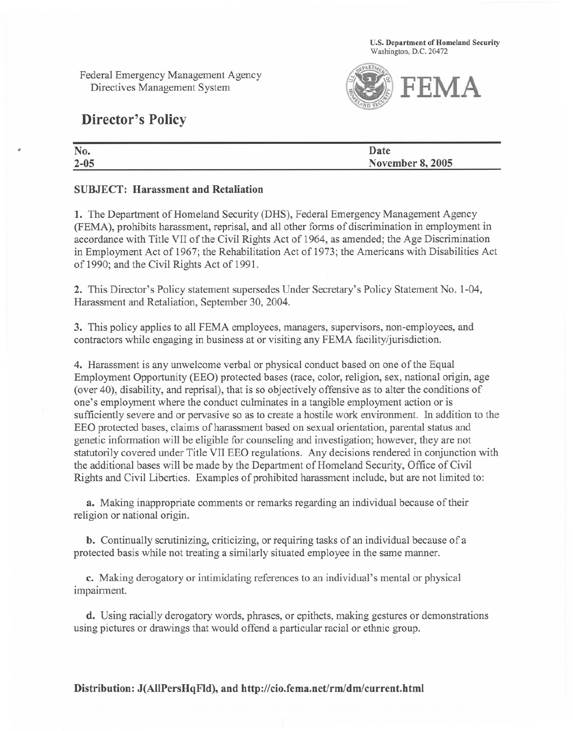U.S. Department of Homeland Security
Washington, D.C. 20472

Federal Emergency Management Agency
Directives Management System

FEMA

# Director's Policy

| No. | Date |
|---|---|
| 2-05 | November 8, 2005 |

**SUBJECT: Harassment and Retaliation**

**1.** The Department of Homeland Security (DHS), Federal Emergency Management Agency (FEMA), prohibits harassment, reprisal, and all other forms of discrimination in employment in accordance with Title VII of the Civil Rights Act of 1964, as amended; the Age Discrimination in Employment Act of 1967; the Rehabilitation Act of 1973; the Americans with Disabilities Act of 1990; and the Civil Rights Act of 1991.

**2.** This Director's Policy statement supersedes Under Secretary's Policy Statement No. 1-04, Harassment and Retaliation, September 30, 2004.

**3.** This policy applies to all FEMA employees, managers, supervisors, non-employees, and contractors while engaging in business at or visiting any FEMA facility/jurisdiction.

**4.** Harassment is any unwelcome verbal or physical conduct based on one of the Equal Employment Opportunity (EEO) protected bases (race, color, religion, sex, national origin, age (over 40), disability, and reprisal), that is so objectively offensive as to alter the conditions of one's employment where the conduct culminates in a tangible employment action or is sufficiently severe and or pervasive so as to create a hostile work environment. In addition to the EEO protected bases, claims of harassment based on sexual orientation, parental status and genetic information will be eligible for counseling and investigation; however, they are not statutorily covered under Title VII EEO regulations. Any decisions rendered in conjunction with the additional bases will be made by the Department of Homeland Security, Office of Civil Rights and Civil Liberties. Examples of prohibited harassment include, but are not limited to:

**a.** Making inappropriate comments or remarks regarding an individual because of their religion or national origin.

**b.** Continually scrutinizing, criticizing, or requiring tasks of an individual because of a protected basis while not treating a similarly situated employee in the same manner.

**c.** Making derogatory or intimidating references to an individual's mental or physical impairment.

**d.** Using racially derogatory words, phrases, or epithets, making gestures or demonstrations using pictures or drawings that would offend a particular racial or ethnic group.

**Distribution: J(AllPersHqFld), and http://cio.fema.net/rm/dm/current.html**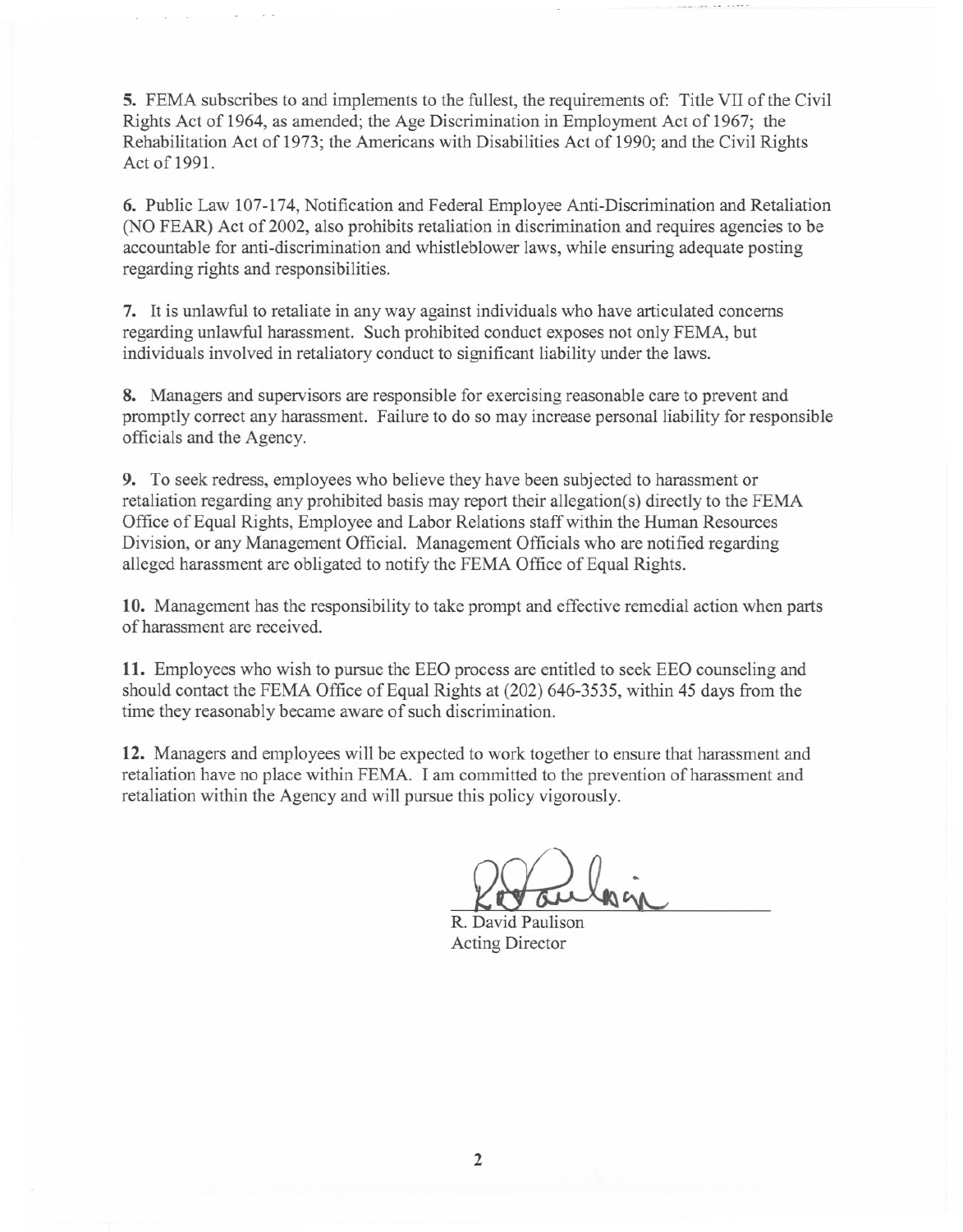**5.** FEMA subscribes to and implements to the fullest, the requirements of: Title VII of the Civil Rights Act of 1964, as amended; the Age Discrimination in Employment Act of 1967; the Rehabilitation Act of 1973; the Americans with Disabilities Act of 1990; and the Civil Rights Act of 1991.

**6.** Public Law 107-174, Notification and Federal Employee Anti-Discrimination and Retaliation (NO FEAR) Act of 2002, also prohibits retaliation in discrimination and requires agencies to be accountable for anti-discrimination and whistleblower laws, while ensuring adequate posting regarding rights and responsibilities.

**7.** It is unlawful to retaliate in any way against individuals who have articulated concerns regarding unlawful harassment. Such prohibited conduct exposes not only FEMA, but individuals involved in retaliatory conduct to significant liability under the laws.

**8.** Managers and supervisors are responsible for exercising reasonable care to prevent and promptly correct any harassment. Failure to do so may increase personal liability for responsible officials and the Agency.

**9.** To seek redress, employees who believe they have been subjected to harassment or retaliation regarding any prohibited basis may report their allegation(s) directly to the FEMA Office of Equal Rights, Employee and Labor Relations staff within the Human Resources Division, or any Management Official. Management Officials who are notified regarding alleged harassment are obligated to notify the FEMA Office of Equal Rights.

**10.** Management has the responsibility to take prompt and effective remedial action when parts of harassment are received.

**11.** Employees who wish to pursue the EEO process are entitled to seek EEO counseling and should contact the FEMA Office of Equal Rights at (202) 646-3535, within 45 days from the time they reasonably became aware of such discrimination.

**12.** Managers and employees will be expected to work together to ensure that harassment and retaliation have no place within FEMA. I am committed to the prevention of harassment and retaliation within the Agency and will pursue this policy vigorously.

R. David Paulison
Acting Director